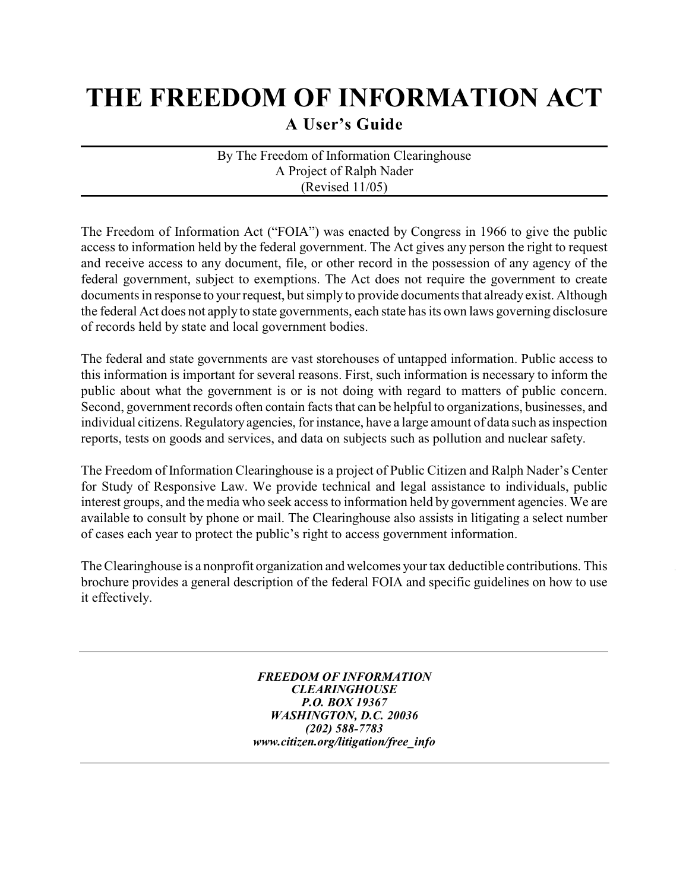# THE FREEDOM OF INFORMATION ACT

## A User's Guide

By The Freedom of Information Clearinghouse
A Project of Ralph Nader
(Revised 11/05)

The Freedom of Information Act ("FOIA") was enacted by Congress in 1966 to give the public access to information held by the federal government. The Act gives any person the right to request and receive access to any document, file, or other record in the possession of any agency of the federal government, subject to exemptions. The Act does not require the government to create documents in response to your request, but simply to provide documents that already exist. Although the federal Act does not apply to state governments, each state has its own laws governing disclosure of records held by state and local government bodies.

The federal and state governments are vast storehouses of untapped information. Public access to this information is important for several reasons. First, such information is necessary to inform the public about what the government is or is not doing with regard to matters of public concern. Second, government records often contain facts that can be helpful to organizations, businesses, and individual citizens. Regulatory agencies, for instance, have a large amount of data such as inspection reports, tests on goods and services, and data on subjects such as pollution and nuclear safety.

The Freedom of Information Clearinghouse is a project of Public Citizen and Ralph Nader's Center for Study of Responsive Law. We provide technical and legal assistance to individuals, public interest groups, and the media who seek access to information held by government agencies. We are available to consult by phone or mail. The Clearinghouse also assists in litigating a select number of cases each year to protect the public's right to access government information.

The Clearinghouse is a nonprofit organization and welcomes your tax deductible contributions. This brochure provides a general description of the federal FOIA and specific guidelines on how to use it effectively.

---

***FREEDOM OF INFORMATION***
***CLEARINGHOUSE***
***P.O. BOX 19367***
***WASHINGTON, D.C. 20036***
***(202) 588-7783***
***www.citizen.org/litigation/free_info***

---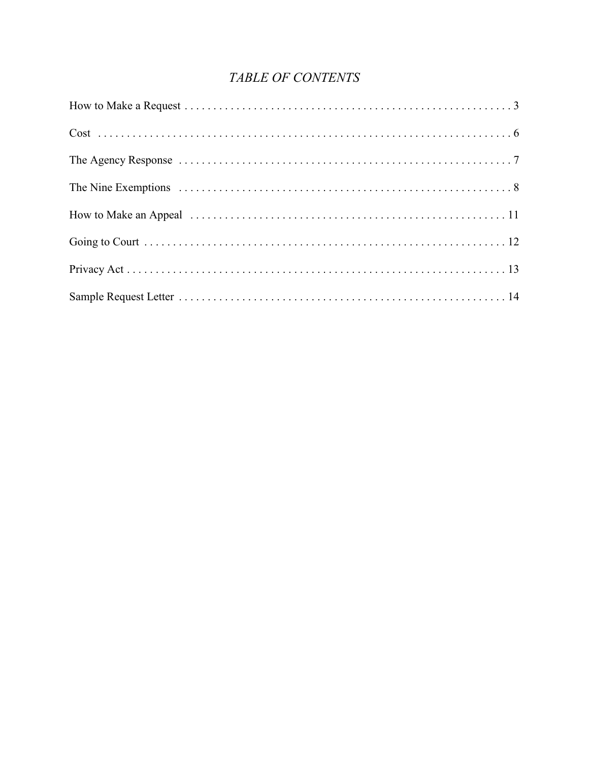*TABLE OF CONTENTS*

How to Make a Request . . . . . . . . . . . . . . . . . . . . . . . . . . . . . . . . . . . . . . . . . . . . . . . . . . . . . . 3

Cost . . . . . . . . . . . . . . . . . . . . . . . . . . . . . . . . . . . . . . . . . . . . . . . . . . . . . . . . . . . . . . . . . . . 6

The Agency Response . . . . . . . . . . . . . . . . . . . . . . . . . . . . . . . . . . . . . . . . . . . . . . . . . . . . . . . 7

The Nine Exemptions . . . . . . . . . . . . . . . . . . . . . . . . . . . . . . . . . . . . . . . . . . . . . . . . . . . . . . . 8

How to Make an Appeal . . . . . . . . . . . . . . . . . . . . . . . . . . . . . . . . . . . . . . . . . . . . . . . . . . . . . 11

Going to Court . . . . . . . . . . . . . . . . . . . . . . . . . . . . . . . . . . . . . . . . . . . . . . . . . . . . . . . . . . . . 12

Privacy Act . . . . . . . . . . . . . . . . . . . . . . . . . . . . . . . . . . . . . . . . . . . . . . . . . . . . . . . . . . . . . . . 13

Sample Request Letter . . . . . . . . . . . . . . . . . . . . . . . . . . . . . . . . . . . . . . . . . . . . . . . . . . . . . . 14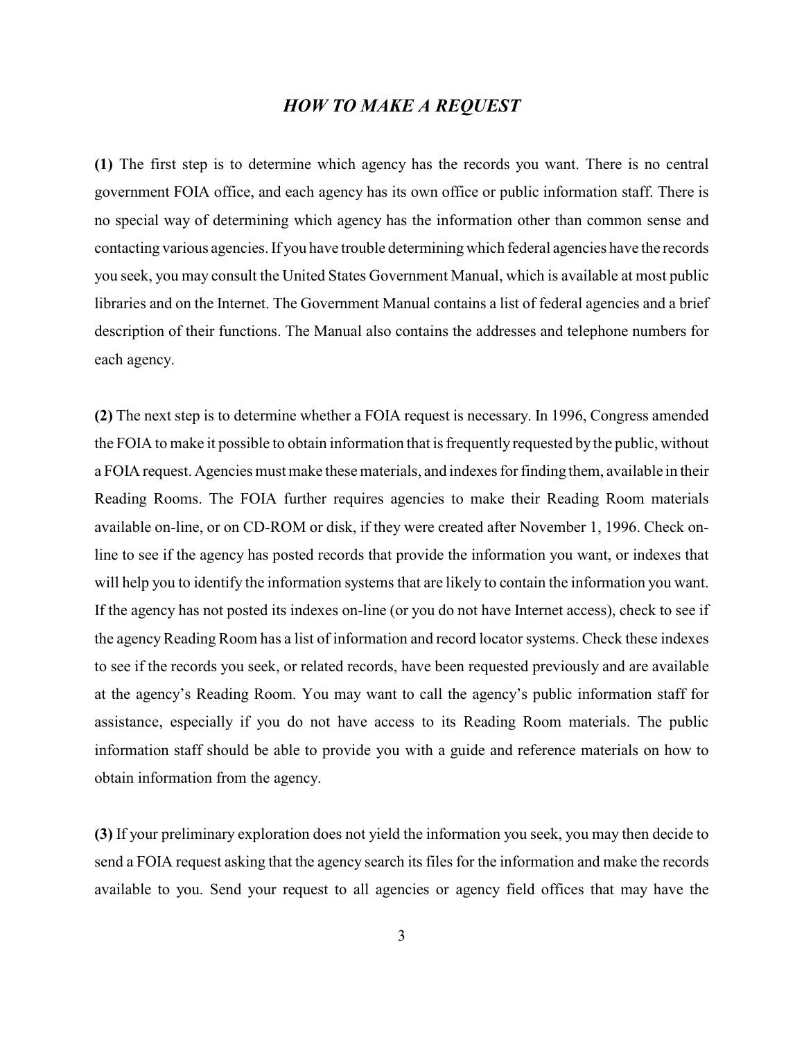## *HOW TO MAKE A REQUEST*

**(1)** The first step is to determine which agency has the records you want. There is no central government FOIA office, and each agency has its own office or public information staff. There is no special way of determining which agency has the information other than common sense and contacting various agencies. If you have trouble determining which federal agencies have the records you seek, you may consult the United States Government Manual, which is available at most public libraries and on the Internet. The Government Manual contains a list of federal agencies and a brief description of their functions. The Manual also contains the addresses and telephone numbers for each agency.

**(2)** The next step is to determine whether a FOIA request is necessary. In 1996, Congress amended the FOIA to make it possible to obtain information that is frequently requested by the public, without a FOIA request. Agencies must make these materials, and indexes for finding them, available in their Reading Rooms. The FOIA further requires agencies to make their Reading Room materials available on-line, or on CD-ROM or disk, if they were created after November 1, 1996. Check on-line to see if the agency has posted records that provide the information you want, or indexes that will help you to identify the information systems that are likely to contain the information you want. If the agency has not posted its indexes on-line (or you do not have Internet access), check to see if the agency Reading Room has a list of information and record locator systems. Check these indexes to see if the records you seek, or related records, have been requested previously and are available at the agency's Reading Room. You may want to call the agency's public information staff for assistance, especially if you do not have access to its Reading Room materials. The public information staff should be able to provide you with a guide and reference materials on how to obtain information from the agency.

**(3)** If your preliminary exploration does not yield the information you seek, you may then decide to send a FOIA request asking that the agency search its files for the information and make the records available to you. Send your request to all agencies or agency field offices that may have the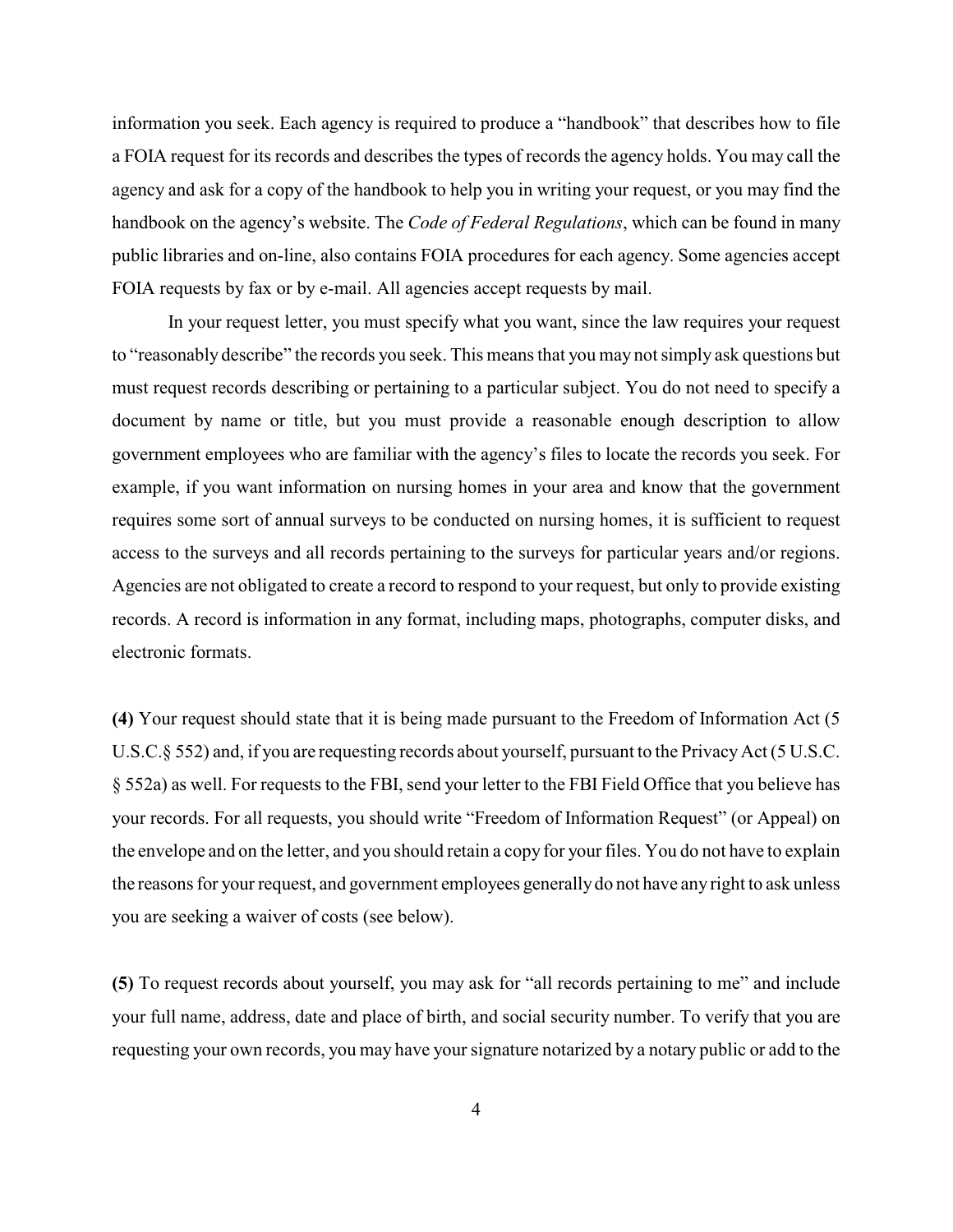information you seek. Each agency is required to produce a "handbook" that describes how to file a FOIA request for its records and describes the types of records the agency holds. You may call the agency and ask for a copy of the handbook to help you in writing your request, or you may find the handbook on the agency's website. The *Code of Federal Regulations*, which can be found in many public libraries and on-line, also contains FOIA procedures for each agency. Some agencies accept FOIA requests by fax or by e-mail. All agencies accept requests by mail.

In your request letter, you must specify what you want, since the law requires your request to "reasonably describe" the records you seek. This means that you may not simply ask questions but must request records describing or pertaining to a particular subject. You do not need to specify a document by name or title, but you must provide a reasonable enough description to allow government employees who are familiar with the agency's files to locate the records you seek. For example, if you want information on nursing homes in your area and know that the government requires some sort of annual surveys to be conducted on nursing homes, it is sufficient to request access to the surveys and all records pertaining to the surveys for particular years and/or regions. Agencies are not obligated to create a record to respond to your request, but only to provide existing records. A record is information in any format, including maps, photographs, computer disks, and electronic formats.

**(4)** Your request should state that it is being made pursuant to the Freedom of Information Act (5 U.S.C.§ 552) and, if you are requesting records about yourself, pursuant to the Privacy Act (5 U.S.C. § 552a) as well. For requests to the FBI, send your letter to the FBI Field Office that you believe has your records. For all requests, you should write "Freedom of Information Request" (or Appeal) on the envelope and on the letter, and you should retain a copy for your files. You do not have to explain the reasons for your request, and government employees generally do not have any right to ask unless you are seeking a waiver of costs (see below).

**(5)** To request records about yourself, you may ask for "all records pertaining to me" and include your full name, address, date and place of birth, and social security number. To verify that you are requesting your own records, you may have your signature notarized by a notary public or add to the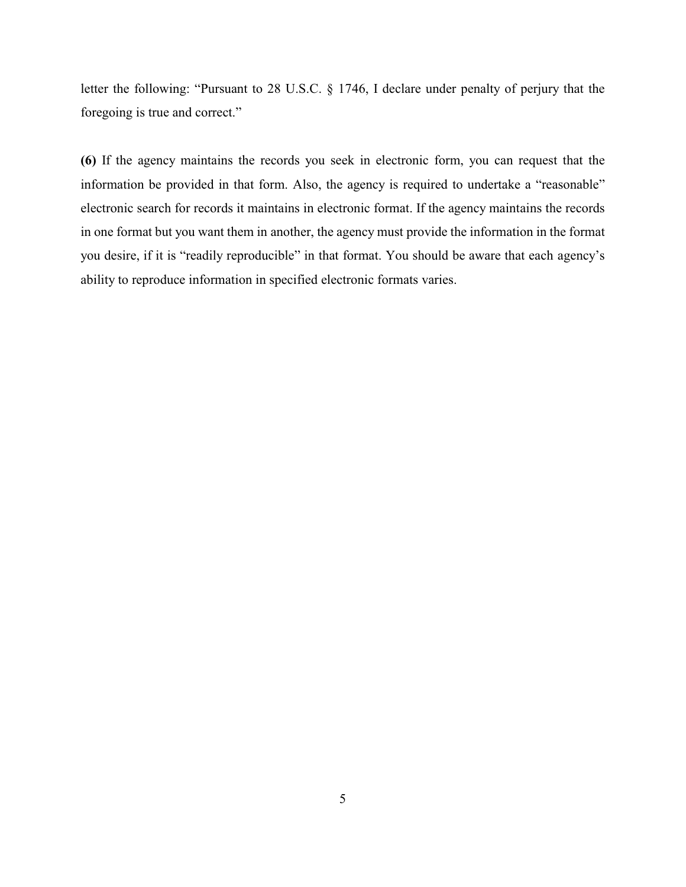letter the following: "Pursuant to 28 U.S.C. § 1746, I declare under penalty of perjury that the foregoing is true and correct."

**(6)** If the agency maintains the records you seek in electronic form, you can request that the information be provided in that form. Also, the agency is required to undertake a "reasonable" electronic search for records it maintains in electronic format. If the agency maintains the records in one format but you want them in another, the agency must provide the information in the format you desire, if it is "readily reproducible" in that format. You should be aware that each agency's ability to reproduce information in specified electronic formats varies.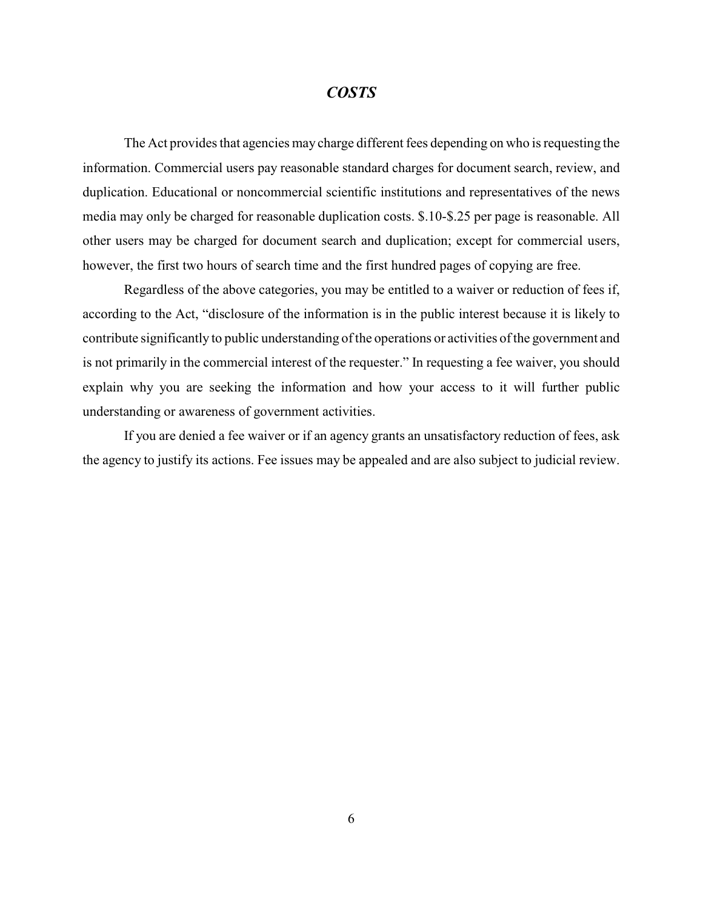## *COSTS*

The Act provides that agencies may charge different fees depending on who is requesting the information. Commercial users pay reasonable standard charges for document search, review, and duplication. Educational or noncommercial scientific institutions and representatives of the news media may only be charged for reasonable duplication costs. $.10-$.25 per page is reasonable. All other users may be charged for document search and duplication; except for commercial users, however, the first two hours of search time and the first hundred pages of copying are free.

Regardless of the above categories, you may be entitled to a waiver or reduction of fees if, according to the Act, "disclosure of the information is in the public interest because it is likely to contribute significantly to public understanding of the operations or activities of the government and is not primarily in the commercial interest of the requester." In requesting a fee waiver, you should explain why you are seeking the information and how your access to it will further public understanding or awareness of government activities.

If you are denied a fee waiver or if an agency grants an unsatisfactory reduction of fees, ask the agency to justify its actions. Fee issues may be appealed and are also subject to judicial review.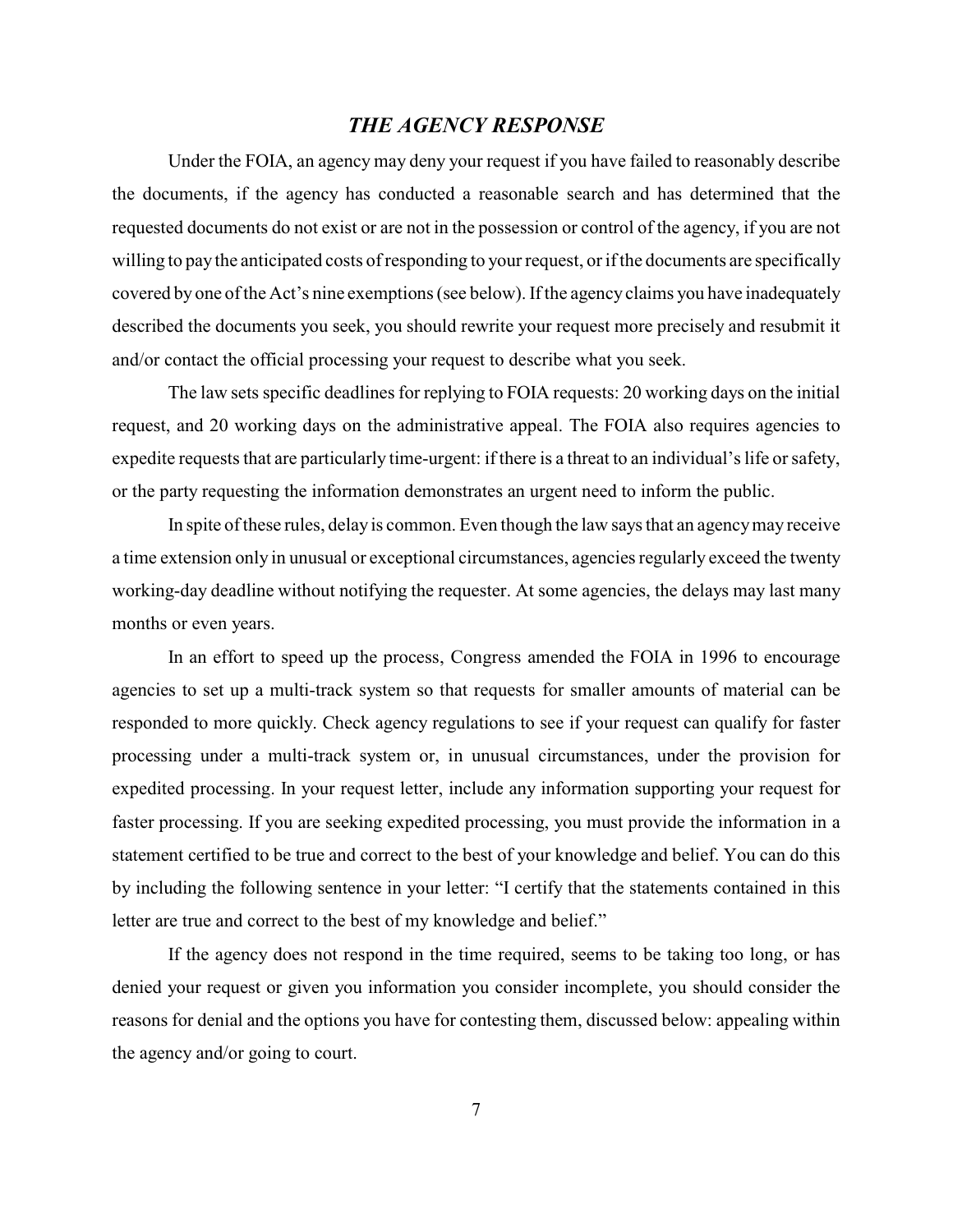## *THE AGENCY RESPONSE*

Under the FOIA, an agency may deny your request if you have failed to reasonably describe the documents, if the agency has conducted a reasonable search and has determined that the requested documents do not exist or are not in the possession or control of the agency, if you are not willing to pay the anticipated costs of responding to your request, or if the documents are specifically covered by one of the Act's nine exemptions (see below). If the agency claims you have inadequately described the documents you seek, you should rewrite your request more precisely and resubmit it and/or contact the official processing your request to describe what you seek.

The law sets specific deadlines for replying to FOIA requests: 20 working days on the initial request, and 20 working days on the administrative appeal. The FOIA also requires agencies to expedite requests that are particularly time-urgent: if there is a threat to an individual's life or safety, or the party requesting the information demonstrates an urgent need to inform the public.

In spite of these rules, delay is common. Even though the law says that an agency may receive a time extension only in unusual or exceptional circumstances, agencies regularly exceed the twenty working-day deadline without notifying the requester. At some agencies, the delays may last many months or even years.

In an effort to speed up the process, Congress amended the FOIA in 1996 to encourage agencies to set up a multi-track system so that requests for smaller amounts of material can be responded to more quickly. Check agency regulations to see if your request can qualify for faster processing under a multi-track system or, in unusual circumstances, under the provision for expedited processing. In your request letter, include any information supporting your request for faster processing. If you are seeking expedited processing, you must provide the information in a statement certified to be true and correct to the best of your knowledge and belief. You can do this by including the following sentence in your letter: "I certify that the statements contained in this letter are true and correct to the best of my knowledge and belief."

If the agency does not respond in the time required, seems to be taking too long, or has denied your request or given you information you consider incomplete, you should consider the reasons for denial and the options you have for contesting them, discussed below: appealing within the agency and/or going to court.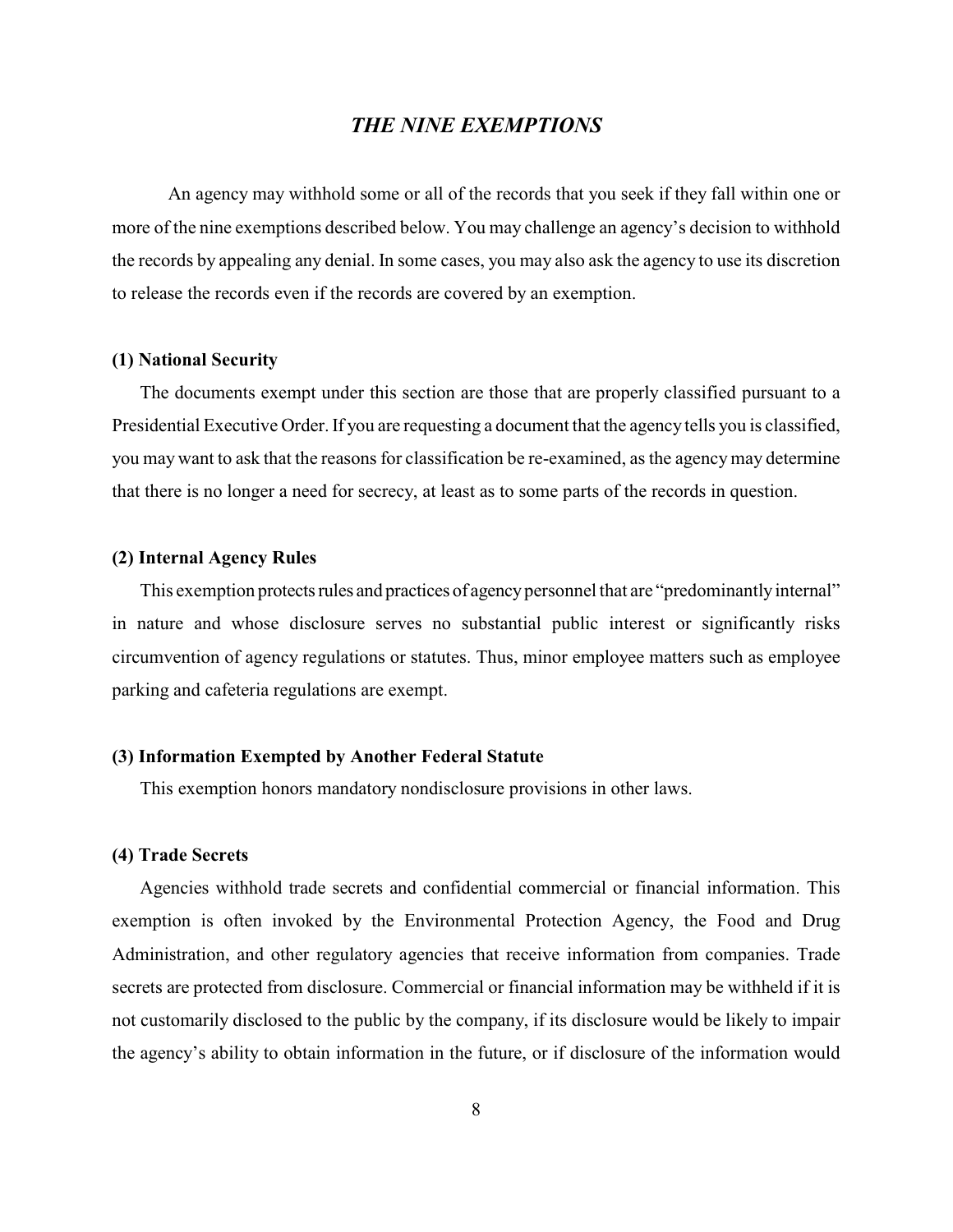## *THE NINE EXEMPTIONS*

An agency may withhold some or all of the records that you seek if they fall within one or more of the nine exemptions described below. You may challenge an agency's decision to withhold the records by appealing any denial. In some cases, you may also ask the agency to use its discretion to release the records even if the records are covered by an exemption.

### (1) National Security

The documents exempt under this section are those that are properly classified pursuant to a Presidential Executive Order. If you are requesting a document that the agency tells you is classified, you may want to ask that the reasons for classification be re-examined, as the agency may determine that there is no longer a need for secrecy, at least as to some parts of the records in question.

### (2) Internal Agency Rules

This exemption protects rules and practices of agency personnel that are "predominantly internal" in nature and whose disclosure serves no substantial public interest or significantly risks circumvention of agency regulations or statutes. Thus, minor employee matters such as employee parking and cafeteria regulations are exempt.

### (3) Information Exempted by Another Federal Statute

This exemption honors mandatory nondisclosure provisions in other laws.

### (4) Trade Secrets

Agencies withhold trade secrets and confidential commercial or financial information. This exemption is often invoked by the Environmental Protection Agency, the Food and Drug Administration, and other regulatory agencies that receive information from companies. Trade secrets are protected from disclosure. Commercial or financial information may be withheld if it is not customarily disclosed to the public by the company, if its disclosure would be likely to impair the agency's ability to obtain information in the future, or if disclosure of the information would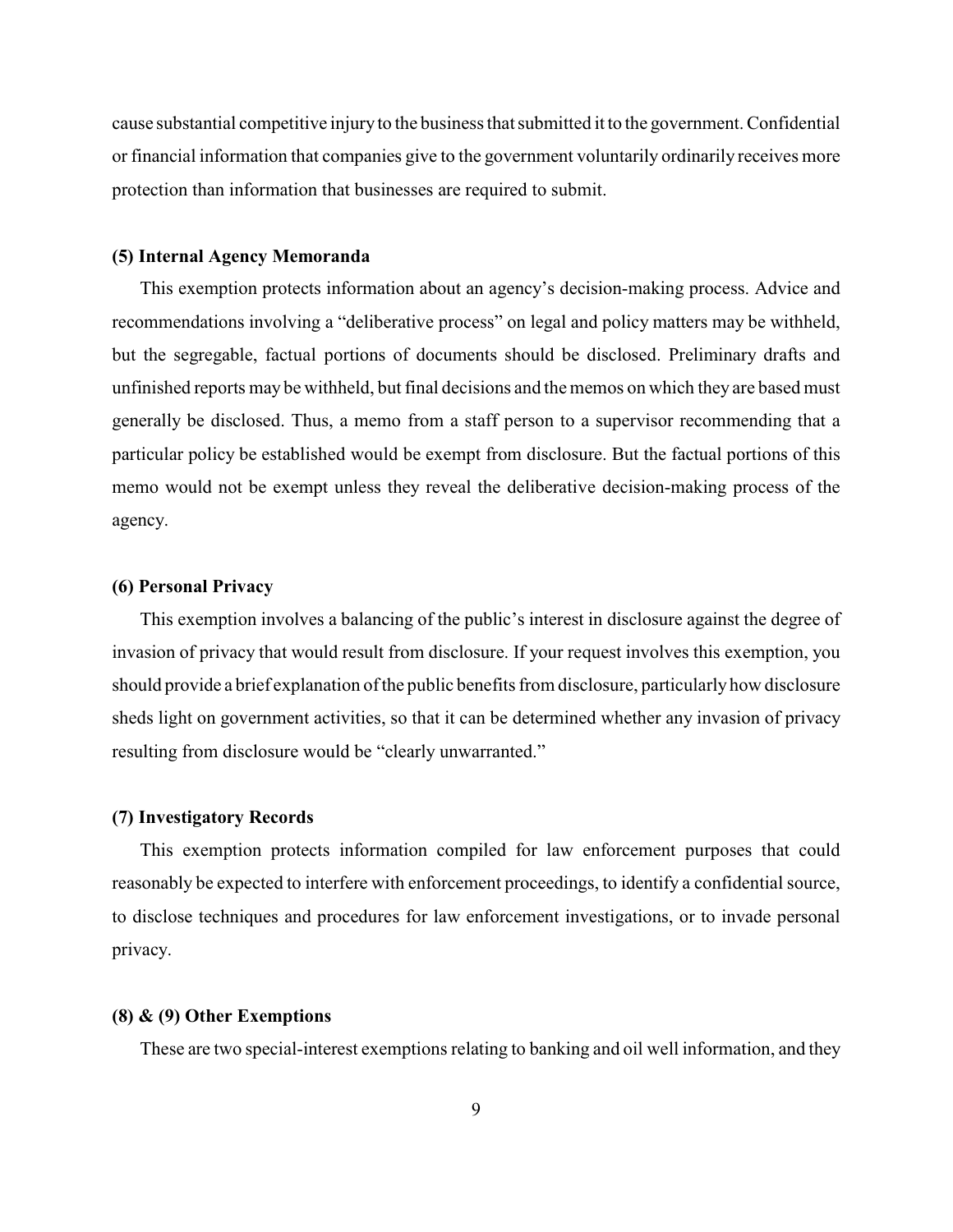cause substantial competitive injury to the business that submitted it to the government. Confidential or financial information that companies give to the government voluntarily ordinarily receives more protection than information that businesses are required to submit.

**(5) Internal Agency Memoranda**

This exemption protects information about an agency's decision-making process. Advice and recommendations involving a "deliberative process" on legal and policy matters may be withheld, but the segregable, factual portions of documents should be disclosed. Preliminary drafts and unfinished reports may be withheld, but final decisions and the memos on which they are based must generally be disclosed. Thus, a memo from a staff person to a supervisor recommending that a particular policy be established would be exempt from disclosure. But the factual portions of this memo would not be exempt unless they reveal the deliberative decision-making process of the agency.

**(6) Personal Privacy**

This exemption involves a balancing of the public's interest in disclosure against the degree of invasion of privacy that would result from disclosure. If your request involves this exemption, you should provide a brief explanation of the public benefits from disclosure, particularly how disclosure sheds light on government activities, so that it can be determined whether any invasion of privacy resulting from disclosure would be "clearly unwarranted."

**(7) Investigatory Records**

This exemption protects information compiled for law enforcement purposes that could reasonably be expected to interfere with enforcement proceedings, to identify a confidential source, to disclose techniques and procedures for law enforcement investigations, or to invade personal privacy.

**(8) & (9) Other Exemptions**

These are two special-interest exemptions relating to banking and oil well information, and they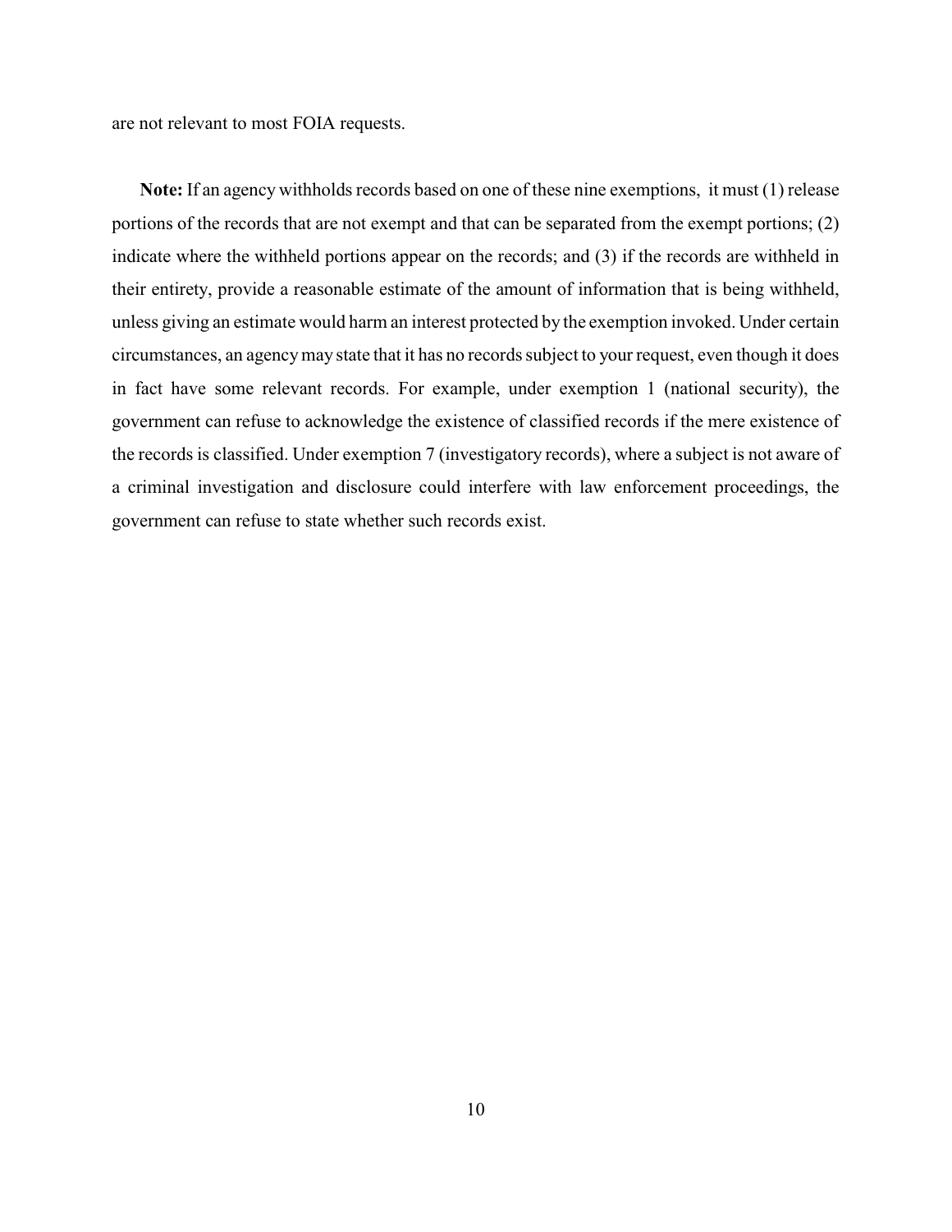are not relevant to most FOIA requests.

**Note:** If an agency withholds records based on one of these nine exemptions, it must (1) release portions of the records that are not exempt and that can be separated from the exempt portions; (2) indicate where the withheld portions appear on the records; and (3) if the records are withheld in their entirety, provide a reasonable estimate of the amount of information that is being withheld, unless giving an estimate would harm an interest protected by the exemption invoked. Under certain circumstances, an agency may state that it has no records subject to your request, even though it does in fact have some relevant records. For example, under exemption 1 (national security), the government can refuse to acknowledge the existence of classified records if the mere existence of the records is classified. Under exemption 7 (investigatory records), where a subject is not aware of a criminal investigation and disclosure could interfere with law enforcement proceedings, the government can refuse to state whether such records exist.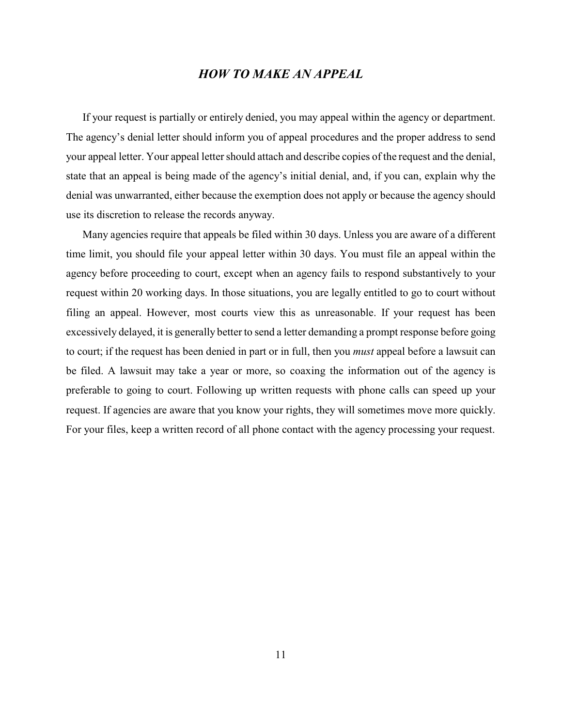## *HOW TO MAKE AN APPEAL*

If your request is partially or entirely denied, you may appeal within the agency or department. The agency's denial letter should inform you of appeal procedures and the proper address to send your appeal letter. Your appeal letter should attach and describe copies of the request and the denial, state that an appeal is being made of the agency's initial denial, and, if you can, explain why the denial was unwarranted, either because the exemption does not apply or because the agency should use its discretion to release the records anyway.

Many agencies require that appeals be filed within 30 days. Unless you are aware of a different time limit, you should file your appeal letter within 30 days. You must file an appeal within the agency before proceeding to court, except when an agency fails to respond substantively to your request within 20 working days. In those situations, you are legally entitled to go to court without filing an appeal. However, most courts view this as unreasonable. If your request has been excessively delayed, it is generally better to send a letter demanding a prompt response before going to court; if the request has been denied in part or in full, then you *must* appeal before a lawsuit can be filed. A lawsuit may take a year or more, so coaxing the information out of the agency is preferable to going to court. Following up written requests with phone calls can speed up your request. If agencies are aware that you know your rights, they will sometimes move more quickly. For your files, keep a written record of all phone contact with the agency processing your request.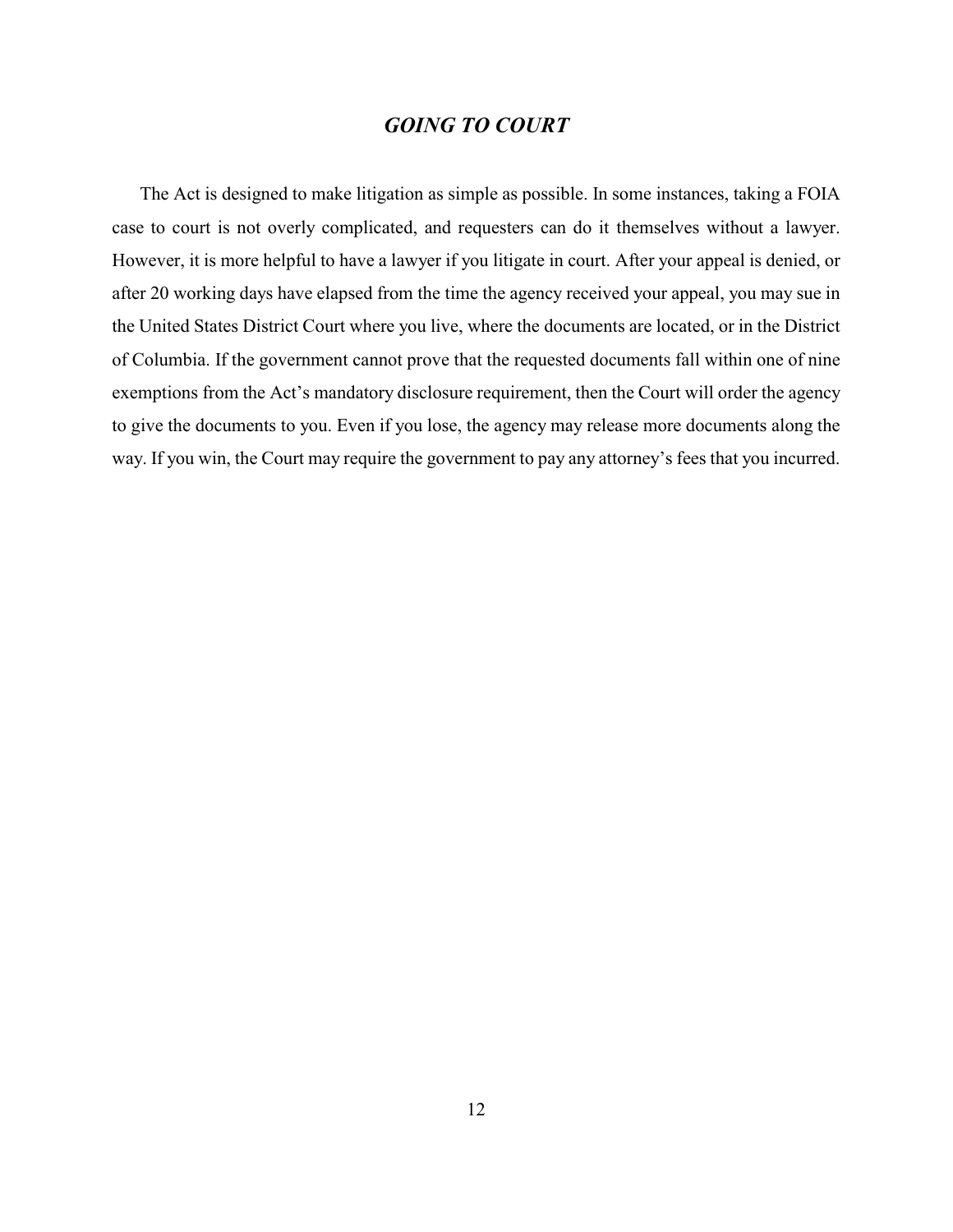## *GOING TO COURT*

The Act is designed to make litigation as simple as possible. In some instances, taking a FOIA case to court is not overly complicated, and requesters can do it themselves without a lawyer. However, it is more helpful to have a lawyer if you litigate in court. After your appeal is denied, or after 20 working days have elapsed from the time the agency received your appeal, you may sue in the United States District Court where you live, where the documents are located, or in the District of Columbia. If the government cannot prove that the requested documents fall within one of nine exemptions from the Act's mandatory disclosure requirement, then the Court will order the agency to give the documents to you. Even if you lose, the agency may release more documents along the way. If you win, the Court may require the government to pay any attorney's fees that you incurred.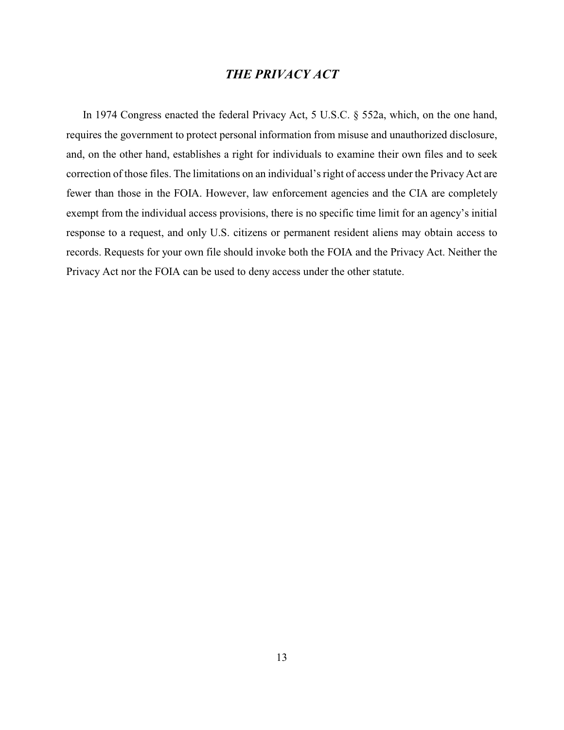## *THE PRIVACY ACT*

In 1974 Congress enacted the federal Privacy Act, 5 U.S.C. § 552a, which, on the one hand, requires the government to protect personal information from misuse and unauthorized disclosure, and, on the other hand, establishes a right for individuals to examine their own files and to seek correction of those files. The limitations on an individual's right of access under the Privacy Act are fewer than those in the FOIA. However, law enforcement agencies and the CIA are completely exempt from the individual access provisions, there is no specific time limit for an agency's initial response to a request, and only U.S. citizens or permanent resident aliens may obtain access to records. Requests for your own file should invoke both the FOIA and the Privacy Act. Neither the Privacy Act nor the FOIA can be used to deny access under the other statute.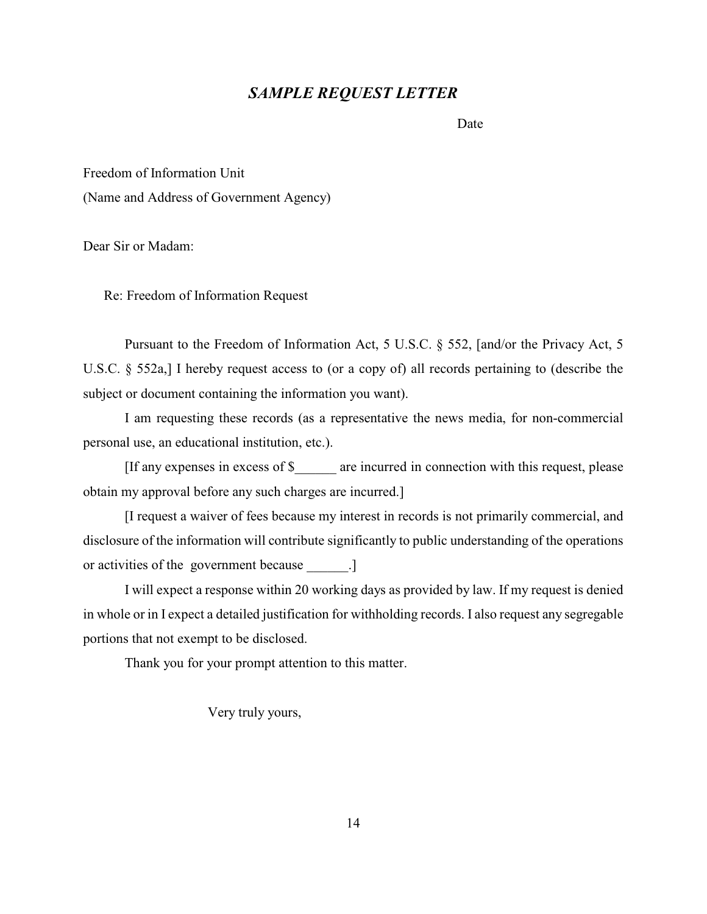## *SAMPLE REQUEST LETTER*

Date

Freedom of Information Unit

(Name and Address of Government Agency)

Dear Sir or Madam:

Re: Freedom of Information Request

Pursuant to the Freedom of Information Act, 5 U.S.C. § 552, [and/or the Privacy Act, 5 U.S.C. § 552a,] I hereby request access to (or a copy of) all records pertaining to (describe the subject or document containing the information you want).

I am requesting these records (as a representative the news media, for non-commercial personal use, an educational institution, etc.).

[If any expenses in excess of $______ are incurred in connection with this request, please obtain my approval before any such charges are incurred.]

[I request a waiver of fees because my interest in records is not primarily commercial, and disclosure of the information will contribute significantly to public understanding of the operations or activities of the government because ______.]

I will expect a response within 20 working days as provided by law. If my request is denied in whole or in I expect a detailed justification for withholding records. I also request any segregable portions that not exempt to be disclosed.

Thank you for your prompt attention to this matter.

Very truly yours,